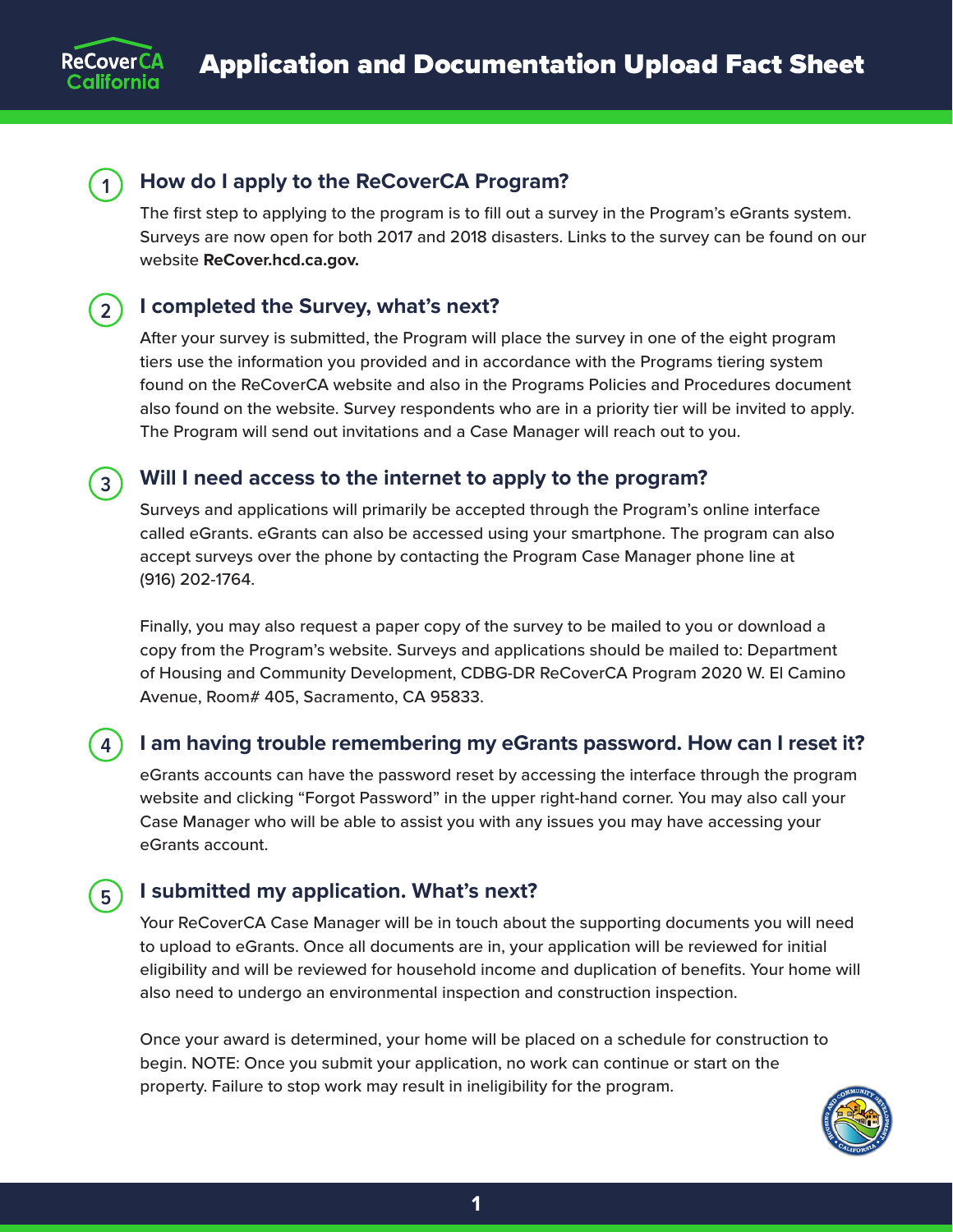# Application and Documentation Upload Fact Sheet

## 1. How do I apply to the ReCoverCA Program?

The first step to applying to the program is to fill out a survey in the Program's eGrants system. Surveys are now open for both 2017 and 2018 disasters. Links to the survey can be found on our website **ReCover.hcd.ca.gov.**

## 2. I completed the Survey, what's next?

After your survey is submitted, the Program will place the survey in one of the eight program tiers use the information you provided and in accordance with the Programs tiering system found on the ReCoverCA website and also in the Programs Policies and Procedures document also found on the website. Survey respondents who are in a priority tier will be invited to apply. The Program will send out invitations and a Case Manager will reach out to you.

## 3. Will I need access to the internet to apply to the program?

Surveys and applications will primarily be accepted through the Program's online interface called eGrants. eGrants can also be accessed using your smartphone. The program can also accept surveys over the phone by contacting the Program Case Manager phone line at (916) 202-1764.

Finally, you may also request a paper copy of the survey to be mailed to you or download a copy from the Program's website. Surveys and applications should be mailed to: Department of Housing and Community Development, CDBG-DR ReCoverCA Program 2020 W. El Camino Avenue, Room# 405, Sacramento, CA 95833.

## 4. I am having trouble remembering my eGrants password. How can I reset it?

eGrants accounts can have the password reset by accessing the interface through the program website and clicking "Forgot Password" in the upper right-hand corner. You may also call your Case Manager who will be able to assist you with any issues you may have accessing your eGrants account.

## 5. I submitted my application. What's next?

Your ReCoverCA Case Manager will be in touch about the supporting documents you will need to upload to eGrants. Once all documents are in, your application will be reviewed for initial eligibility and will be reviewed for household income and duplication of benefits. Your home will also need to undergo an environmental inspection and construction inspection.

Once your award is determined, your home will be placed on a schedule for construction to begin. NOTE: Once you submit your application, no work can continue or start on the property. Failure to stop work may result in ineligibility for the program.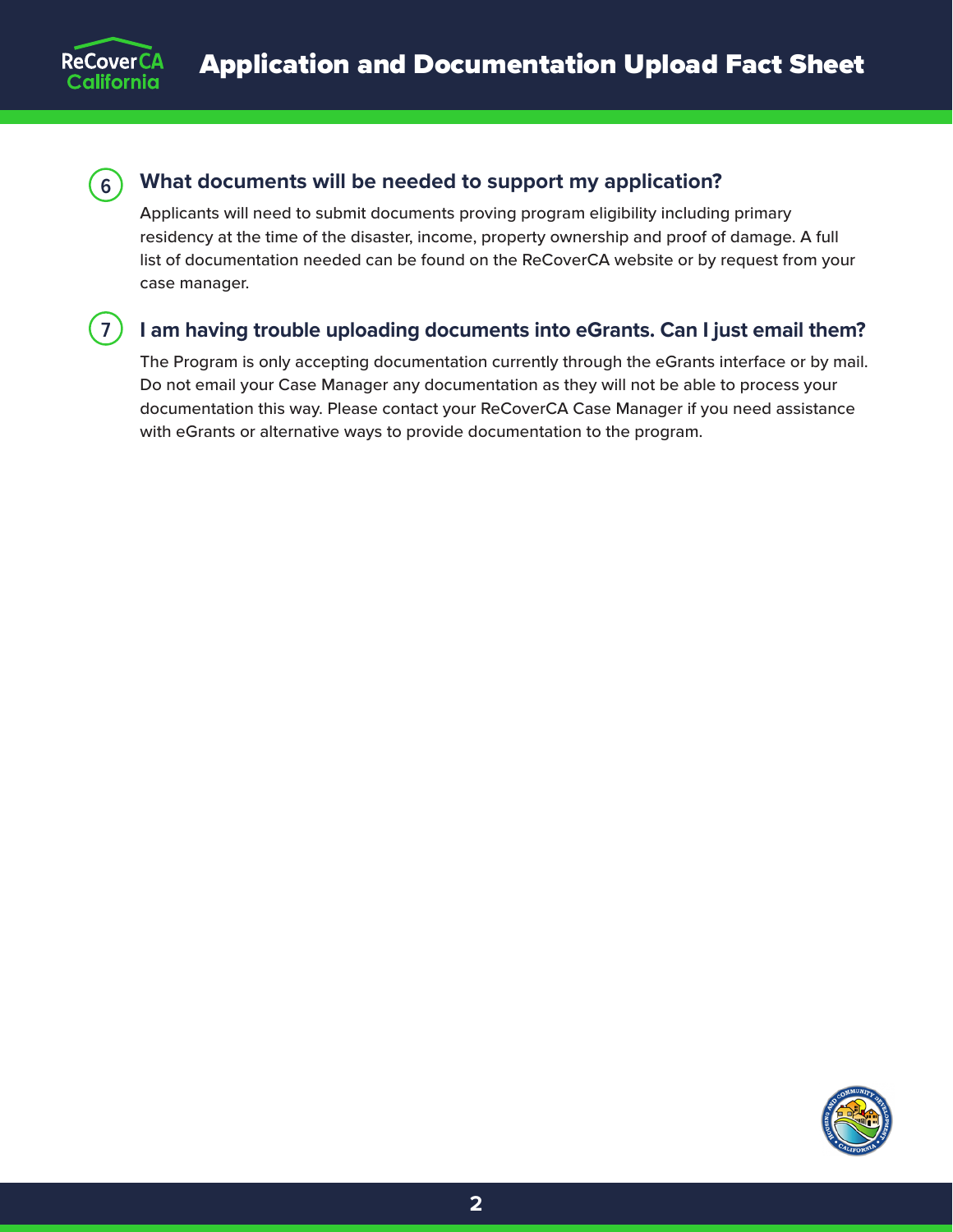## 6. What documents will be needed to support my application?

Applicants will need to submit documents proving program eligibility including primary residency at the time of the disaster, income, property ownership and proof of damage. A full list of documentation needed can be found on the ReCoverCA website or by request from your case manager.

## 7. I am having trouble uploading documents into eGrants. Can I just email them?

The Program is only accepting documentation currently through the eGrants interface or by mail. Do not email your Case Manager any documentation as they will not be able to process your documentation this way. Please contact your ReCoverCA Case Manager if you need assistance with eGrants or alternative ways to provide documentation to the program.